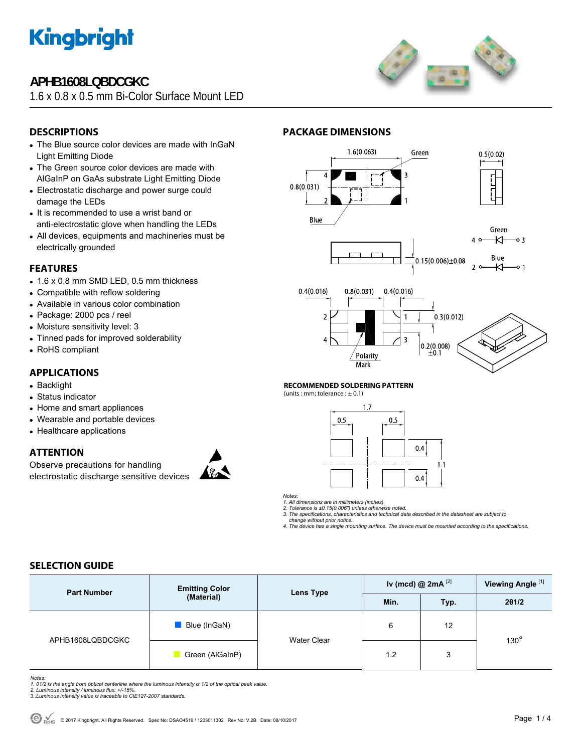# APHB1608LQBDCGKC

1.6 x 0.8 x 0.5 mm Bi-Color Surface Mount LED

## DESCRIPTIONS

- The Blue source color devices are made with InGaN Light Emitting Diode
- The Green source color devices are made with AlGaInP on GaAs substrate Light Emitting Diode
- Electrostatic discharge and power surge could damage the LEDs
- It is recommended to use a wrist band or anti-electrostatic glove when handling the LEDs
- All devices, equipments and machineries must be electrically grounded

## FEATURES

- 1.6 x 0.8 mm SMD LED, 0.5 mm thickness
- Compatible with reflow soldering
- Available in various color combination
- Package: 2000 pcs / reel
- Moisture sensitivity level: 3
- Tinned pads for improved solderability
- RoHS compliant

## APPLICATIONS

- Backlight
- Status indicator
- Home and smart appliances
- Wearable and portable devices
- Healthcare applications

## ATTENTION

Observe precautions for handling electrostatic discharge sensitive devices

## PACKAGE DIMENSIONS

### RECOMMENDED SOLDERING PATTERN

(units : mm; tolerance : ± 0.1)

*Notes:*
*1. All dimensions are in millimeters (inches).*
*2. Tolerance is ±0.15(0.006") unless otherwise noted.*
*3. The specifications, characteristics and technical data described in the datasheet are subject to change without prior notice.*
*4. The device has a single mounting surface. The device must be mounted according to the specifications.*

## SELECTION GUIDE

| Part Number | Emitting Color (Material) | Lens Type | Iv (mcd) @ 2mA [2] | | Viewing Angle [1] |
|---|---|---|---|---|---|
| | | | Min. | Typ. | 2θ1/2 |
| APHB1608LQBDCGKC | Blue (InGaN) | Water Clear | 6 | 12 | 130° |
| | Green (AlGaInP) | | 1.2 | 3 | |

*Notes:*
*1. θ1/2 is the angle from optical centerline where the luminous intensity is 1/2 of the optical peak value.*
*2. Luminous intensity / luminous flux: +/-15%.*
*3..Luminous intensity value is traceable to CIE127-2007 standards.*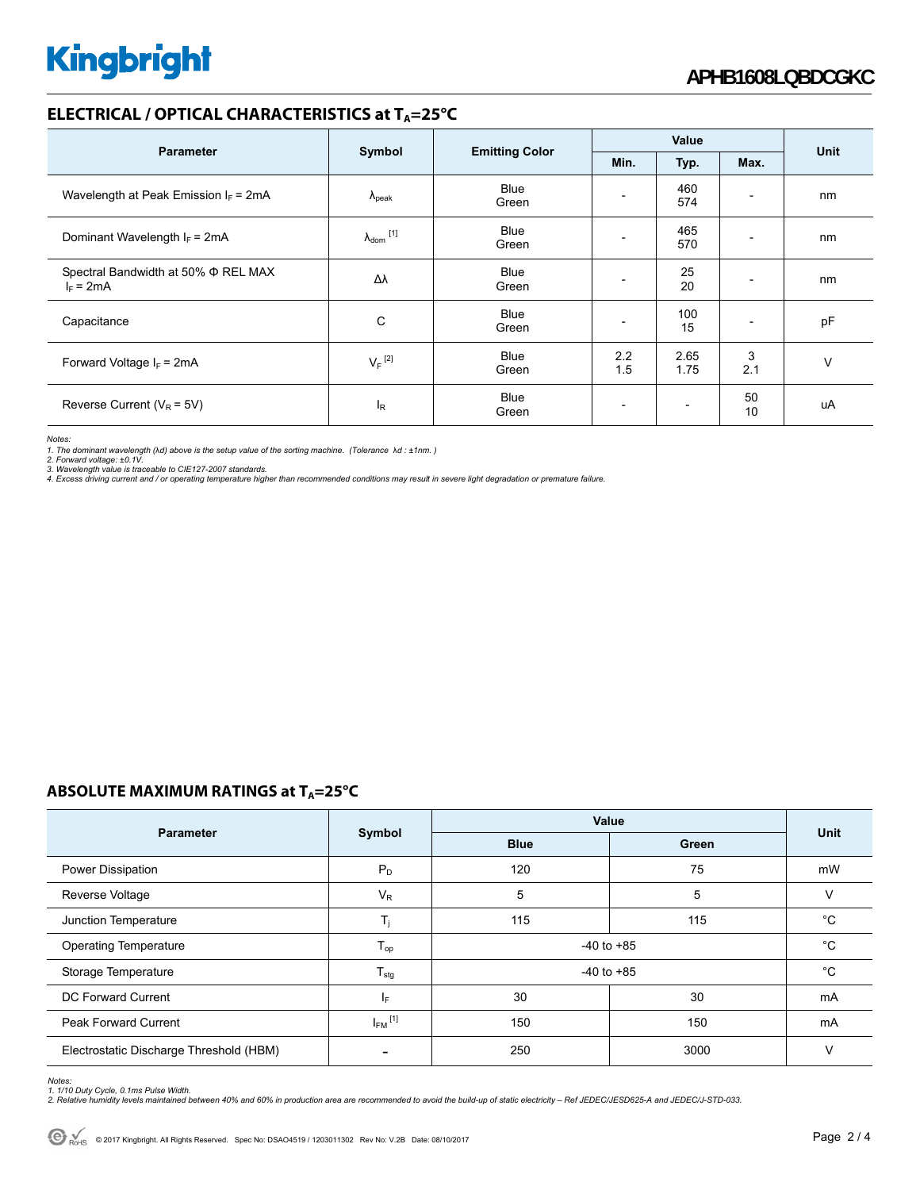## ELECTRICAL / OPTICAL CHARACTERISTICS at $T_A$=25°C

| Parameter | Symbol | Emitting Color | Value | | | Unit |
|---|---|---|---|---|---|---|
| | | | Min. | Typ. | Max. | |
| Wavelength at Peak Emission $I_F$ = 2mA | $\lambda_{peak}$ | Blue<br>Green | - | 460<br>574 | - | nm |
| Dominant Wavelength $I_F$ = 2mA | $\lambda_{dom}$ [1] | Blue<br>Green | - | 465<br>570 | - | nm |
| Spectral Bandwidth at 50% Φ REL MAX<br>$I_F$ = 2mA | Δλ | Blue<br>Green | - | 25<br>20 | - | nm |
| Capacitance | C | Blue<br>Green | - | 100<br>15 | - | pF |
| Forward Voltage $I_F$ = 2mA | $V_F$ [2] | Blue<br>Green | 2.2<br>1.5 | 2.65<br>1.75 | 3<br>2.1 | V |
| Reverse Current ($V_R$ = 5V) | $I_R$ | Blue<br>Green | - | - | 50<br>10 | uA |

*Notes:*
*1. The dominant wavelength (λd) above is the setup value of the sorting machine. (Tolerance λd : ±1nm. )*
*2. Forward voltage: ±0.1V.*
*3. Wavelength value is traceable to CIE127-2007 standards.*
*4. Excess driving current and / or operating temperature higher than recommended conditions may result in severe light degradation or premature failure.*

## ABSOLUTE MAXIMUM RATINGS at $T_A$=25°C

| Parameter | Symbol | Value | | Unit |
|---|---|---|---|---|
| | | Blue | Green | |
| Power Dissipation | $P_D$ | 120 | 75 | mW |
| Reverse Voltage | $V_R$ | 5 | 5 | V |
| Junction Temperature | $T_j$ | 115 | 115 | °C |
| Operating Temperature | $T_{op}$ | -40 to +85 | | °C |
| Storage Temperature | $T_{stg}$ | -40 to +85 | | °C |
| DC Forward Current | $I_F$ | 30 | 30 | mA |
| Peak Forward Current | $I_{FM}$ [1] | 150 | 150 | mA |
| Electrostatic Discharge Threshold (HBM) | - | 250 | 3000 | V |

*Notes:*
*1. 1/10 Duty Cycle, 0.1ms Pulse Width.*
*2. Relative humidity levels maintained between 40% and 60% in production area are recommended to avoid the build-up of static electricity – Ref JEDEC/JESD625-A and JEDEC/J-STD-033.*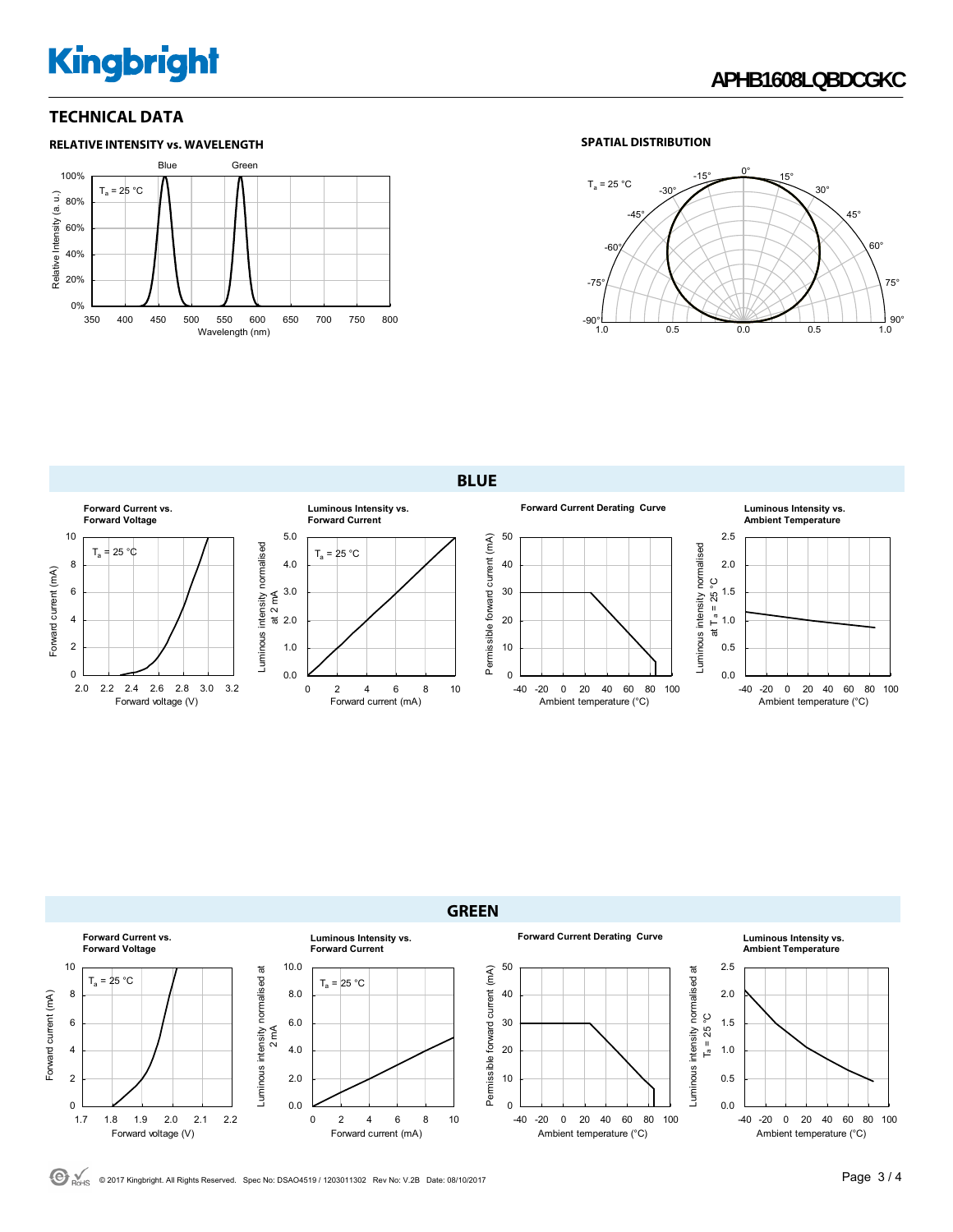## TECHNICAL DATA

### RELATIVE INTENSITY vs. WAVELENGTH

### SPATIAL DISTRIBUTION

## BLUE

**Forward Current vs. Forward Voltage**

**Luminous Intensity vs. Forward Current**

**Forward Current Derating Curve**

**Luminous Intensity vs. Ambient Temperature**

## GREEN

**Forward Current vs. Forward Voltage**

**Luminous Intensity vs. Forward Current**

**Forward Current Derating Curve**

**Luminous Intensity vs. Ambient Temperature**

© 2017 Kingbright. All Rights Reserved. Spec No: DSAO4519 / 1203011302 Rev No: V.2B Date: 08/10/2017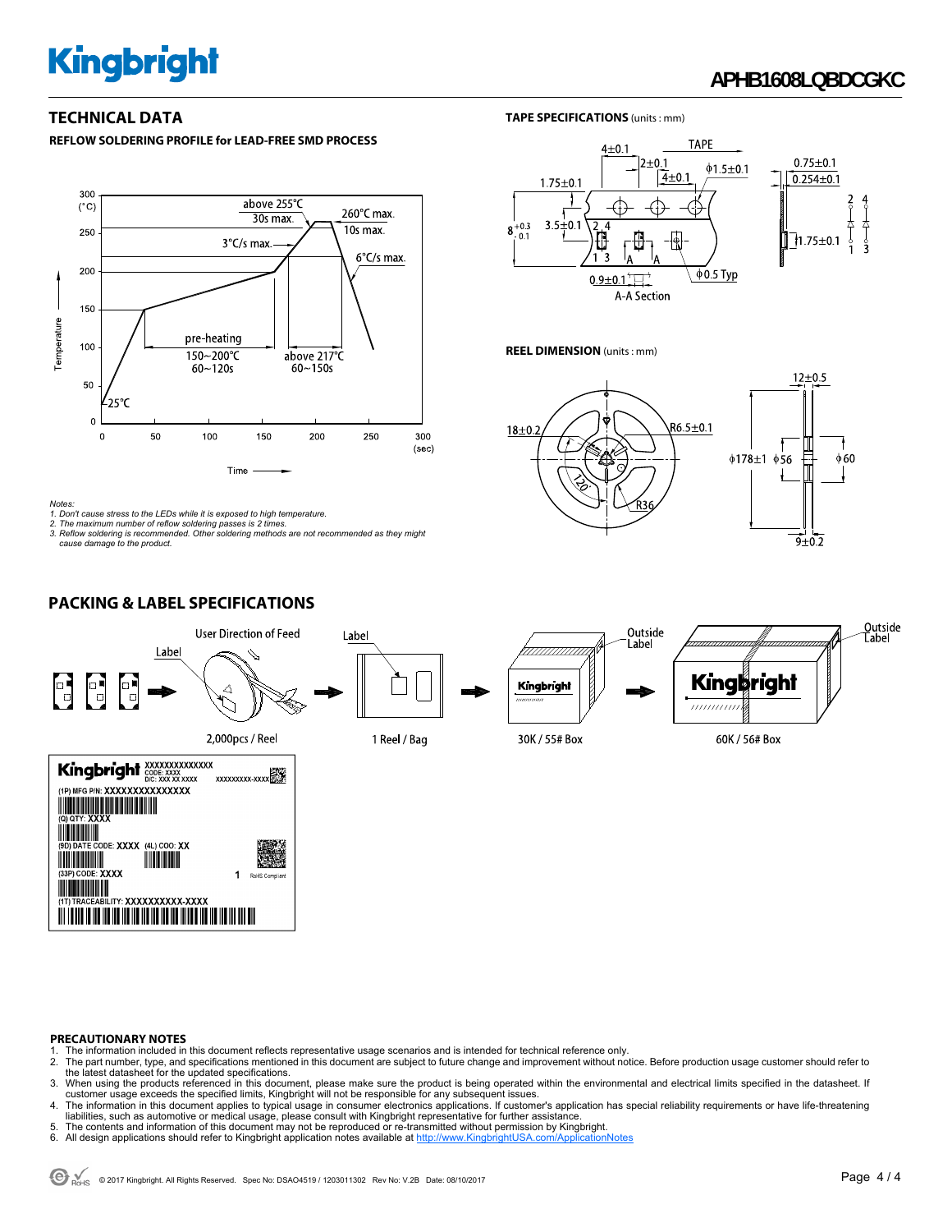## TECHNICAL DATA

### REFLOW SOLDERING PROFILE for LEAD-FREE SMD PROCESS

300
(°C)
250
200
150
100
50
0
Temperature
0 50 100 150 200 250 300 (sec)
Time
above 255°C
30s max.
260°C max.
10s max.
3°C/s max.
6°C/s max.
pre-heating
150~200°C
60~120s
above 217°C
60~150s
25°C

*Notes:*
*1. Don't cause stress to the LEDs while it is exposed to high temperature.*
*2. The maximum number of reflow soldering passes is 2 times.*
*3. Reflow soldering is recommended. Other soldering methods are not recommended as they might cause damage to the product.*

### TAPE SPECIFICATIONS (units : mm)

TAPE
4±0.1
2±0.1
4±0.1
ϕ1.5±0.1
1.75±0.1
8 +0.3 -0.1
3.5±0.1
2 4
1 3
A A
ϕ0.5 Typ
0.9±0.1
A-A Section
0.75±0.1
0.254±0.1
1.75±0.1
2 4
1 3

### REEL DIMENSION (units : mm)

18±0.2
R6.5±0.1
120°
R36
12±0.5
ϕ178±1
ϕ56
ϕ60
9±0.2

## PACKING & LABEL SPECIFICATIONS

User Direction of Feed
Label
2,000pcs / Reel
Label
1 Reel / Bag
Outside Label
30K / 55# Box
Outside Label
60K / 56# Box

Kingbright XXXXXXXXXXXXXX
CODE: XXXX
D/C: XXX XX XXXX
XXXXXXXXX-XXXX
(1P) MFG P/N: XXXXXXXXXXXXXXX
(Q) QTY: XXXX
(9D) DATE CODE: XXXX (4L) COO: XX
(33P) CODE: XXXX 1 RoHS Compliant
(1T) TRACEABILITY: XXXXXXXXXX-XXXX

### PRECAUTIONARY NOTES

1. The information included in this document reflects representative usage scenarios and is intended for technical reference only.
2. The part number, type, and specifications mentioned in this document are subject to future change and improvement without notice. Before production usage customer should refer to the latest datasheet for the updated specifications.
3. When using the products referenced in this document, please make sure the product is being operated within the environmental and electrical limits specified in the datasheet. If customer usage exceeds the specified limits, Kingbright will not be responsible for any subsequent issues.
4. The information in this document applies to typical usage in consumer electronics applications. If customer's application has special reliability requirements or have life-threatening liabilities, such as automotive or medical usage, please consult with Kingbright representative for further assistance.
5. The contents and information of this document may not be reproduced or re-transmitted without permission by Kingbright.
6. All design applications should refer to Kingbright application notes available at http://www.KingbrightUSA.com/ApplicationNotes

© 2017 Kingbright. All Rights Reserved. Spec No: DSAO4519 / 1203011302 Rev No: V.2B Date: 08/10/2017